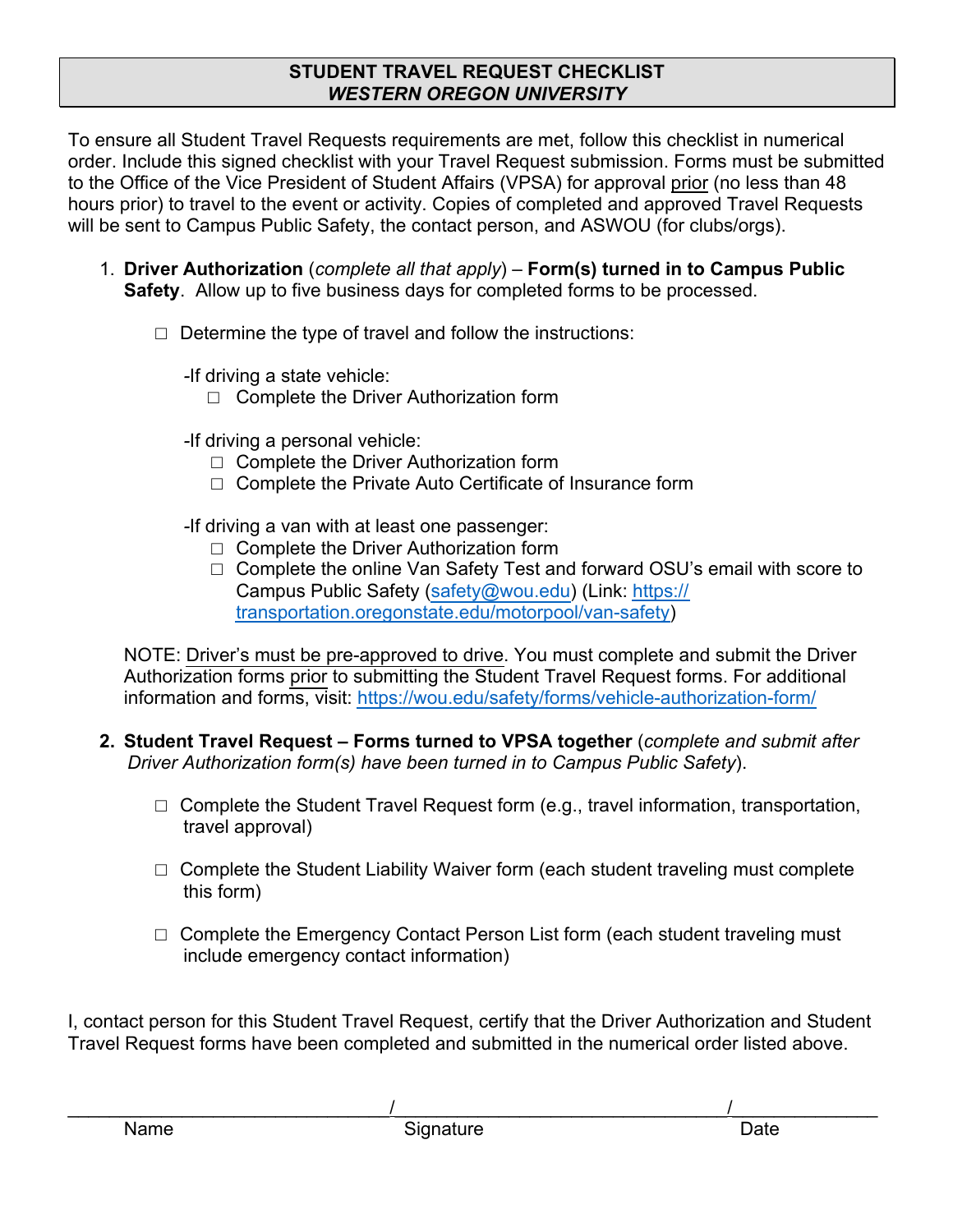# STUDENT TRAVEL REQUEST CHECKLIST
## *WESTERN OREGON UNIVERSITY*

To ensure all Student Travel Requests requirements are met, follow this checklist in numerical order. Include this signed checklist with your Travel Request submission. Forms must be submitted to the Office of the Vice President of Student Affairs (VPSA) for approval prior (no less than 48 hours prior) to travel to the event or activity. Copies of completed and approved Travel Requests will be sent to Campus Public Safety, the contact person, and ASWOU (for clubs/orgs).

1. **Driver Authorization** (*complete all that apply*) – **Form(s) turned in to Campus Public Safety**. Allow up to five business days for completed forms to be processed.

   ☐ Determine the type of travel and follow the instructions:

   -If driving a state vehicle:
   - ☐ Complete the Driver Authorization form

   -If driving a personal vehicle:
   - ☐ Complete the Driver Authorization form
   - ☐ Complete the Private Auto Certificate of Insurance form

   -If driving a van with at least one passenger:
   - ☐ Complete the Driver Authorization form
   - ☐ Complete the online Van Safety Test and forward OSU's email with score to Campus Public Safety (safety@wou.edu) (Link: https://transportation.oregonstate.edu/motorpool/van-safety)

   NOTE: Driver's must be pre-approved to drive. You must complete and submit the Driver Authorization forms prior to submitting the Student Travel Request forms. For additional information and forms, visit: https://wou.edu/safety/forms/vehicle-authorization-form/

2. **Student Travel Request – Forms turned to VPSA together** (*complete and submit after Driver Authorization form(s) have been turned in to Campus Public Safety*).

   ☐ Complete the Student Travel Request form (e.g., travel information, transportation, travel approval)

   ☐ Complete the Student Liability Waiver form (each student traveling must complete this form)

   ☐ Complete the Emergency Contact Person List form (each student traveling must include emergency contact information)

I, contact person for this Student Travel Request, certify that the Driver Authorization and Student Travel Request forms have been completed and submitted in the numerical order listed above.

\_\_\_\_\_\_\_\_\_\_\_\_\_\_\_\_\_\_\_\_\_\_\_\_\_\_\_\_ / \_\_\_\_\_\_\_\_\_\_\_\_\_\_\_\_\_\_\_\_\_\_\_\_\_\_\_\_ / \_\_\_\_\_\_\_\_\_\_\_\_

Name / Signature / Date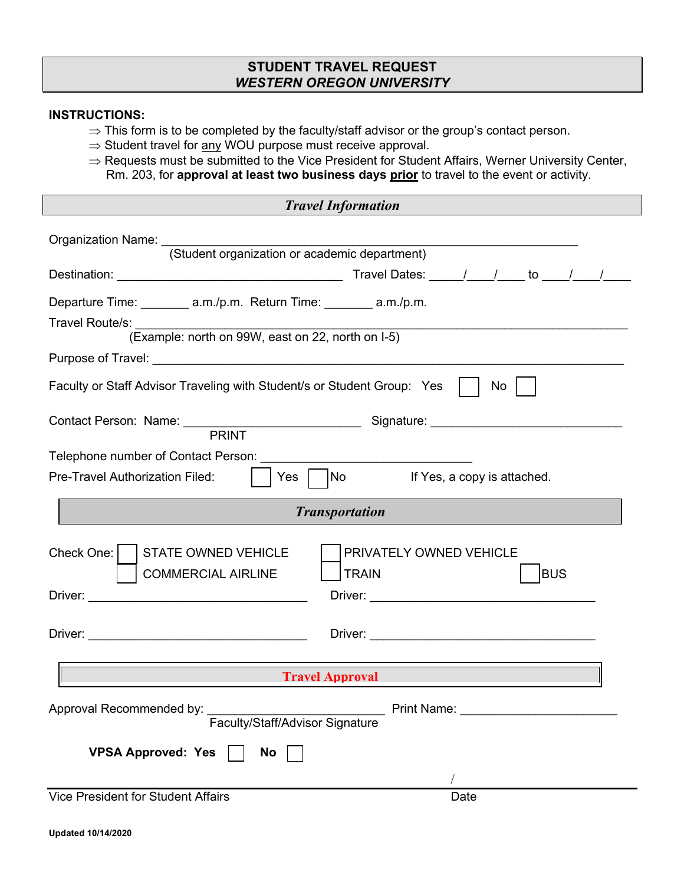# STUDENT TRAVEL REQUEST
## *WESTERN OREGON UNIVERSITY*

**INSTRUCTIONS:**

⇒ This form is to be completed by the faculty/staff advisor or the group's contact person.
⇒ Student travel for <u>any</u> WOU purpose must receive approval.
⇒ Requests must be submitted to the Vice President for Student Affairs, Werner University Center, Rm. 203, for **approval at least two business days <u>prior</u>** to travel to the event or activity.

## *Travel Information*

Organization Name: ___________________________________________________________
(Student organization or academic department)

Destination: _________________________________ Travel Dates: _____/____/____ to ____/____/____

Departure Time: _______ a.m./p.m. Return Time: _______ a.m./p.m.

Travel Route/s: ___________________________________________________________________
(Example: north on 99W, east on 22, north on I-5)

Purpose of Travel: _______________________________________________________________

Faculty or Staff Advisor Traveling with Student/s or Student Group: Yes ☐ No ☐

Contact Person: Name: __________________________ Signature: ____________________________
PRINT

Telephone number of Contact Person: ______________________________

Pre-Travel Authorization Filed: ☐ Yes ☐ No If Yes, a copy is attached.

## *Transportation*

Check One: ☐ STATE OWNED VEHICLE ☐ PRIVATELY OWNED VEHICLE
☐ COMMERCIAL AIRLINE ☐ TRAIN ☐ BUS

Driver: ________________________________ Driver: _________________________________

Driver: ________________________________ Driver: _________________________________

## Travel Approval

Approval Recommended by: __________________________ Print Name: ______________________
Faculty/Staff/Advisor Signature

**VPSA Approved: Yes** ☐ **No** ☐

_______________________________________________________________ /
Vice President for Student Affairs Date

**Updated 10/14/2020**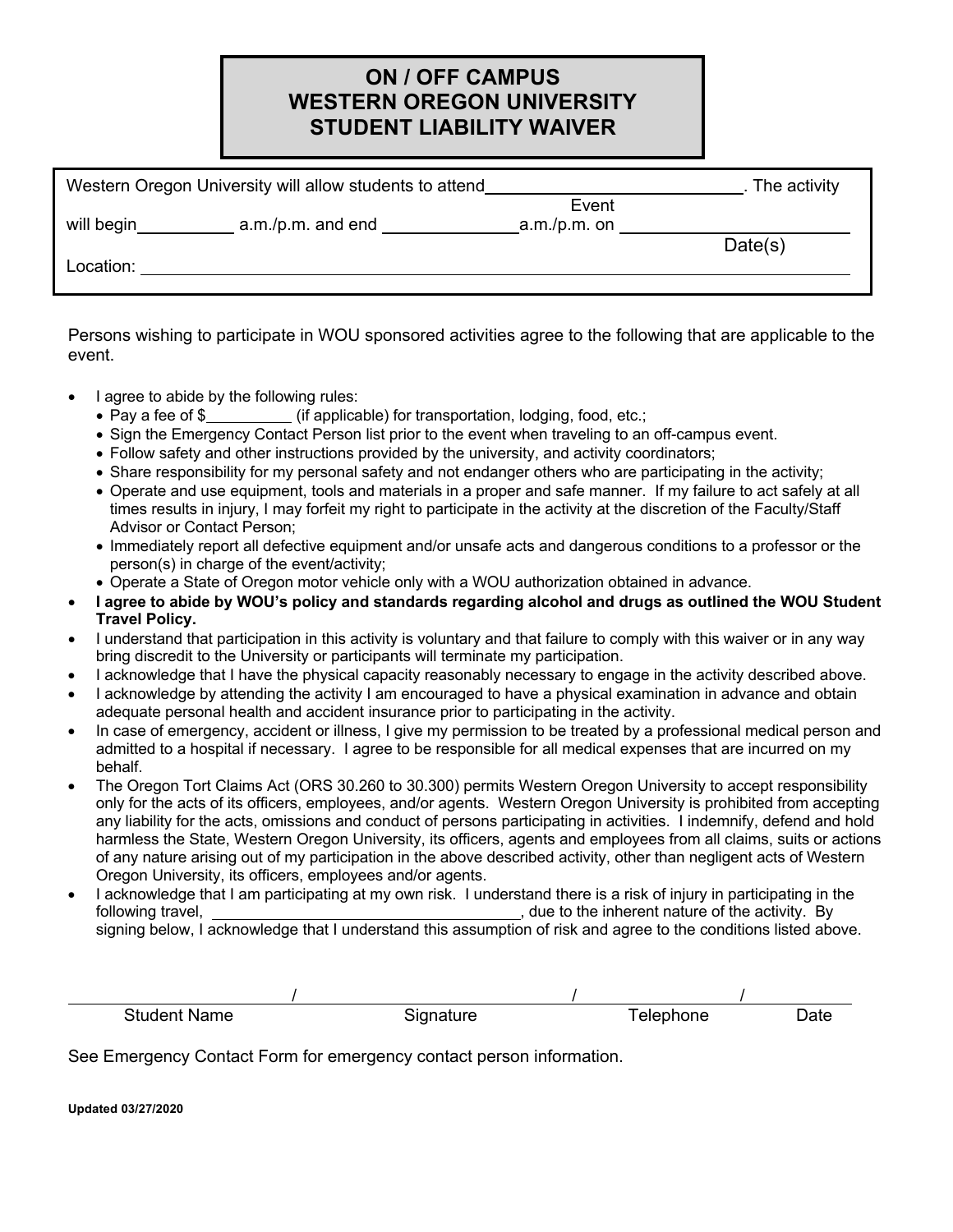# ON / OFF CAMPUS
# WESTERN OREGON UNIVERSITY
# STUDENT LIABILITY WAIVER

Western Oregon University will allow students to attend ____________________________. The activity
Event

will begin__________ a.m./p.m. and end ______________ a.m./p.m. on ________________________
Date(s)

Location: ____________________________________________________________________________

Persons wishing to participate in WOU sponsored activities agree to the following that are applicable to the event.

- I agree to abide by the following rules:
  - Pay a fee of $__________ (if applicable) for transportation, lodging, food, etc.;
  - Sign the Emergency Contact Person list prior to the event when traveling to an off-campus event.
  - Follow safety and other instructions provided by the university, and activity coordinators;
  - Share responsibility for my personal safety and not endanger others who are participating in the activity;
  - Operate and use equipment, tools and materials in a proper and safe manner. If my failure to act safely at all times results in injury, I may forfeit my right to participate in the activity at the discretion of the Faculty/Staff Advisor or Contact Person;
  - Immediately report all defective equipment and/or unsafe acts and dangerous conditions to a professor or the person(s) in charge of the event/activity;
  - Operate a State of Oregon motor vehicle only with a WOU authorization obtained in advance.
- **I agree to abide by WOU's policy and standards regarding alcohol and drugs as outlined the WOU Student Travel Policy.**
- I understand that participation in this activity is voluntary and that failure to comply with this waiver or in any way bring discredit to the University or participants will terminate my participation.
- I acknowledge that I have the physical capacity reasonably necessary to engage in the activity described above.
- I acknowledge by attending the activity I am encouraged to have a physical examination in advance and obtain adequate personal health and accident insurance prior to participating in the activity.
- In case of emergency, accident or illness, I give my permission to be treated by a professional medical person and admitted to a hospital if necessary. I agree to be responsible for all medical expenses that are incurred on my behalf.
- The Oregon Tort Claims Act (ORS 30.260 to 30.300) permits Western Oregon University to accept responsibility only for the acts of its officers, employees, and/or agents. Western Oregon University is prohibited from accepting any liability for the acts, omissions and conduct of persons participating in activities. I indemnify, defend and hold harmless the State, Western Oregon University, its officers, agents and employees from all claims, suits or actions of any nature arising out of my participation in the above described activity, other than negligent acts of Western Oregon University, its officers, employees and/or agents.
- I acknowledge that I am participating at my own risk. I understand there is a risk of injury in participating in the following travel, ____________________________________, due to the inherent nature of the activity. By signing below, I acknowledge that I understand this assumption of risk and agree to the conditions listed above.

______________________ / ______________________ / ______________________ / __________

Student Name / Signature / Telephone / Date

See Emergency Contact Form for emergency contact person information.

**Updated 03/27/2020**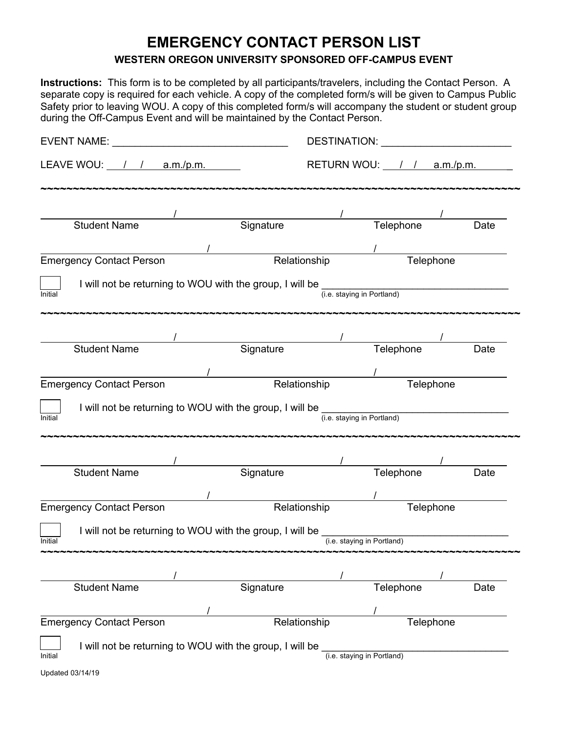# EMERGENCY CONTACT PERSON LIST

## WESTERN OREGON UNIVERSITY SPONSORED OFF-CAMPUS EVENT

**Instructions:** This form is to be completed by all participants/travelers, including the Contact Person. A separate copy is required for each vehicle. A copy of the completed form/s will be given to Campus Public Safety prior to leaving WOU. A copy of this completed form/s will accompany the student or student group during the Off-Campus Event and will be maintained by the Contact Person.

EVENT NAME: _______________________________ DESTINATION: ______________________

LEAVE WOU: ___/___/___ a.m./p.m. ______ RETURN WOU: ___/___/___ a.m./p.m. ______

~~~~~~~~~~~~~~~~~~~~~~~~~~~~~~~~~~~~~~~~~~~~~~~~~~~~~~~~~~~~~~~~~~~~~~~~

______________________ / ______________________ / ______________ / ________

Student Name / Signature / Telephone / Date

______________________ / ______________________ / ______________________

Emergency Contact Person / Relationship / Telephone

[ ] Initial — I will not be returning to WOU with the group, I will be ________________________________ (i.e. staying in Portland)

~~~~~~~~~~~~~~~~~~~~~~~~~~~~~~~~~~~~~~~~~~~~~~~~~~~~~~~~~~~~~~~~~~~~~~~~

______________________ / ______________________ / ______________ / ________

Student Name / Signature / Telephone / Date

______________________ / ______________________ / ______________________

Emergency Contact Person / Relationship / Telephone

[ ] Initial — I will not be returning to WOU with the group, I will be ________________________________ (i.e. staying in Portland)

~~~~~~~~~~~~~~~~~~~~~~~~~~~~~~~~~~~~~~~~~~~~~~~~~~~~~~~~~~~~~~~~~~~~~~~~

______________________ / ______________________ / ______________ / ________

Student Name / Signature / Telephone / Date

______________________ / ______________________ / ______________________

Emergency Contact Person / Relationship / Telephone

[ ] Initial — I will not be returning to WOU with the group, I will be ________________________________ (i.e. staying in Portland)

~~~~~~~~~~~~~~~~~~~~~~~~~~~~~~~~~~~~~~~~~~~~~~~~~~~~~~~~~~~~~~~~~~~~~~~~

______________________ / ______________________ / ______________ / ________

Student Name / Signature / Telephone / Date

______________________ / ______________________ / ______________________

Emergency Contact Person / Relationship / Telephone

[ ] Initial — I will not be returning to WOU with the group, I will be ________________________________ (i.e. staying in Portland)

Updated 03/14/19